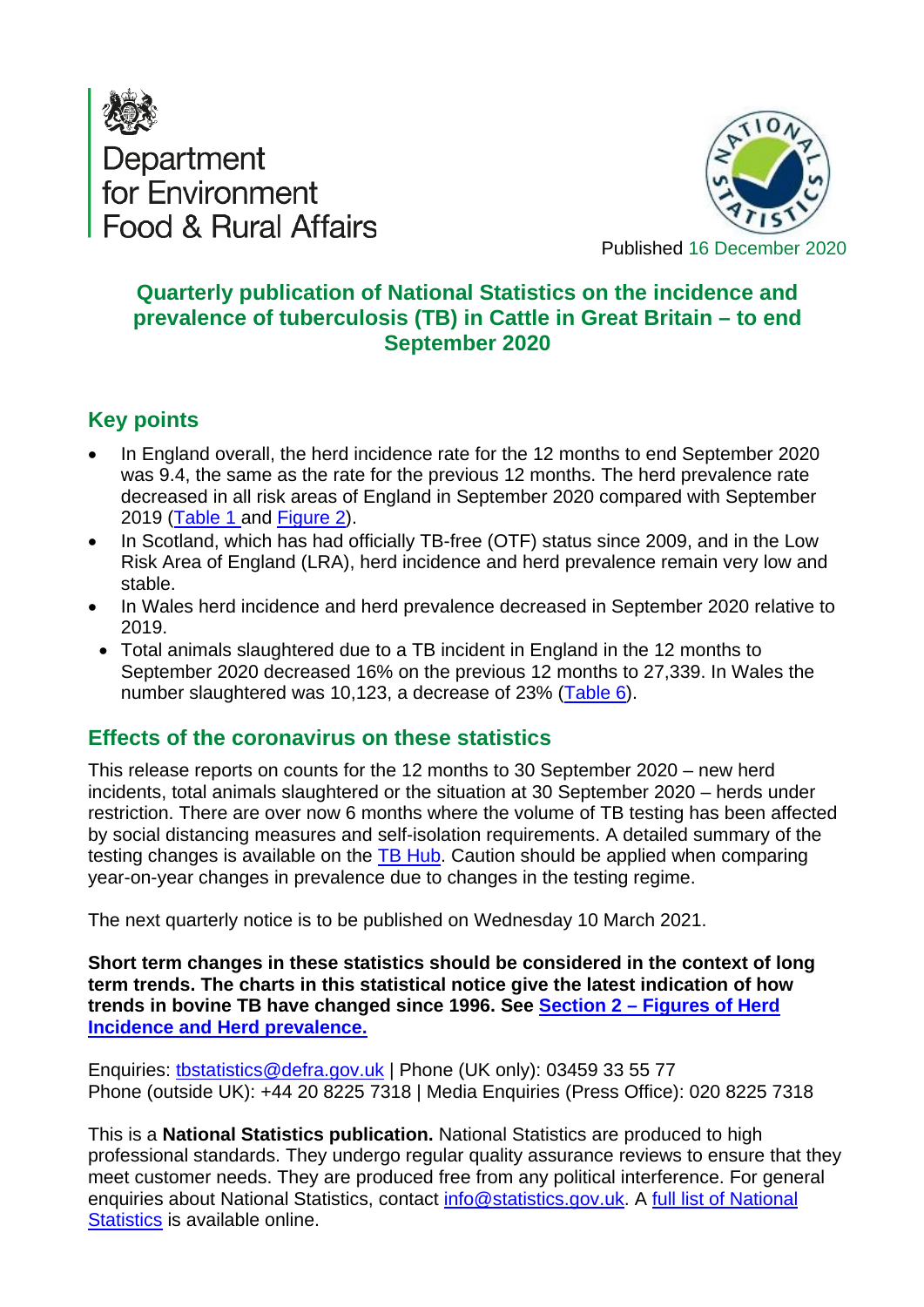Department for Environment Food & Rural Affairs

Published 16 December 2020

# Quarterly publication of National Statistics on the incidence and prevalence of tuberculosis (TB) in Cattle in Great Britain – to end September 2020

## Key points

- In England overall, the herd incidence rate for the 12 months to end September 2020 was 9.4, the same as the rate for the previous 12 months. The herd prevalence rate decreased in all risk areas of England in September 2020 compared with September 2019 (Table 1 and Figure 2).
- In Scotland, which has had officially TB-free (OTF) status since 2009, and in the Low Risk Area of England (LRA), herd incidence and herd prevalence remain very low and stable.
- In Wales herd incidence and herd prevalence decreased in September 2020 relative to 2019.
- Total animals slaughtered due to a TB incident in England in the 12 months to September 2020 decreased 16% on the previous 12 months to 27,339. In Wales the number slaughtered was 10,123, a decrease of 23% (Table 6).

## Effects of the coronavirus on these statistics

This release reports on counts for the 12 months to 30 September 2020 – new herd incidents, total animals slaughtered or the situation at 30 September 2020 – herds under restriction. There are over now 6 months where the volume of TB testing has been affected by social distancing measures and self-isolation requirements. A detailed summary of the testing changes is available on the TB Hub. Caution should be applied when comparing year-on-year changes in prevalence due to changes in the testing regime.

The next quarterly notice is to be published on Wednesday 10 March 2021.

**Short term changes in these statistics should be considered in the context of long term trends. The charts in this statistical notice give the latest indication of how trends in bovine TB have changed since 1996. See Section 2 – Figures of Herd Incidence and Herd prevalence.**

Enquiries: tbstatistics@defra.gov.uk | Phone (UK only): 03459 33 55 77
Phone (outside UK): +44 20 8225 7318 | Media Enquiries (Press Office): 020 8225 7318

This is a **National Statistics publication.** National Statistics are produced to high professional standards. They undergo regular quality assurance reviews to ensure that they meet customer needs. They are produced free from any political interference. For general enquiries about National Statistics, contact info@statistics.gov.uk. A full list of National Statistics is available online.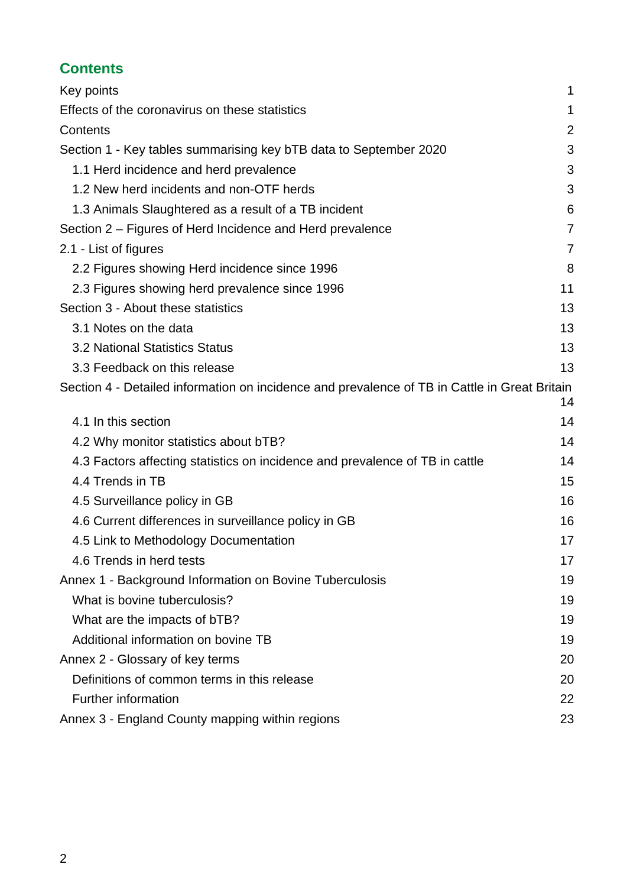## Contents

| | |
|---|---|
| Key points | 1 |
| Effects of the coronavirus on these statistics | 1 |
| Contents | 2 |
| Section 1 - Key tables summarising key bTB data to September 2020 | 3 |
| 1.1 Herd incidence and herd prevalence | 3 |
| 1.2 New herd incidents and non-OTF herds | 3 |
| 1.3 Animals Slaughtered as a result of a TB incident | 6 |
| Section 2 – Figures of Herd Incidence and Herd prevalence | 7 |
| 2.1 - List of figures | 7 |
| 2.2 Figures showing Herd incidence since 1996 | 8 |
| 2.3 Figures showing herd prevalence since 1996 | 11 |
| Section 3 - About these statistics | 13 |
| 3.1 Notes on the data | 13 |
| 3.2 National Statistics Status | 13 |
| 3.3 Feedback on this release | 13 |
| Section 4 - Detailed information on incidence and prevalence of TB in Cattle in Great Britain | 14 |
| 4.1 In this section | 14 |
| 4.2 Why monitor statistics about bTB? | 14 |
| 4.3 Factors affecting statistics on incidence and prevalence of TB in cattle | 14 |
| 4.4 Trends in TB | 15 |
| 4.5 Surveillance policy in GB | 16 |
| 4.6 Current differences in surveillance policy in GB | 16 |
| 4.5 Link to Methodology Documentation | 17 |
| 4.6 Trends in herd tests | 17 |
| Annex 1 - Background Information on Bovine Tuberculosis | 19 |
| What is bovine tuberculosis? | 19 |
| What are the impacts of bTB? | 19 |
| Additional information on bovine TB | 19 |
| Annex 2 - Glossary of key terms | 20 |
| Definitions of common terms in this release | 20 |
| Further information | 22 |
| Annex 3 - England County mapping within regions | 23 |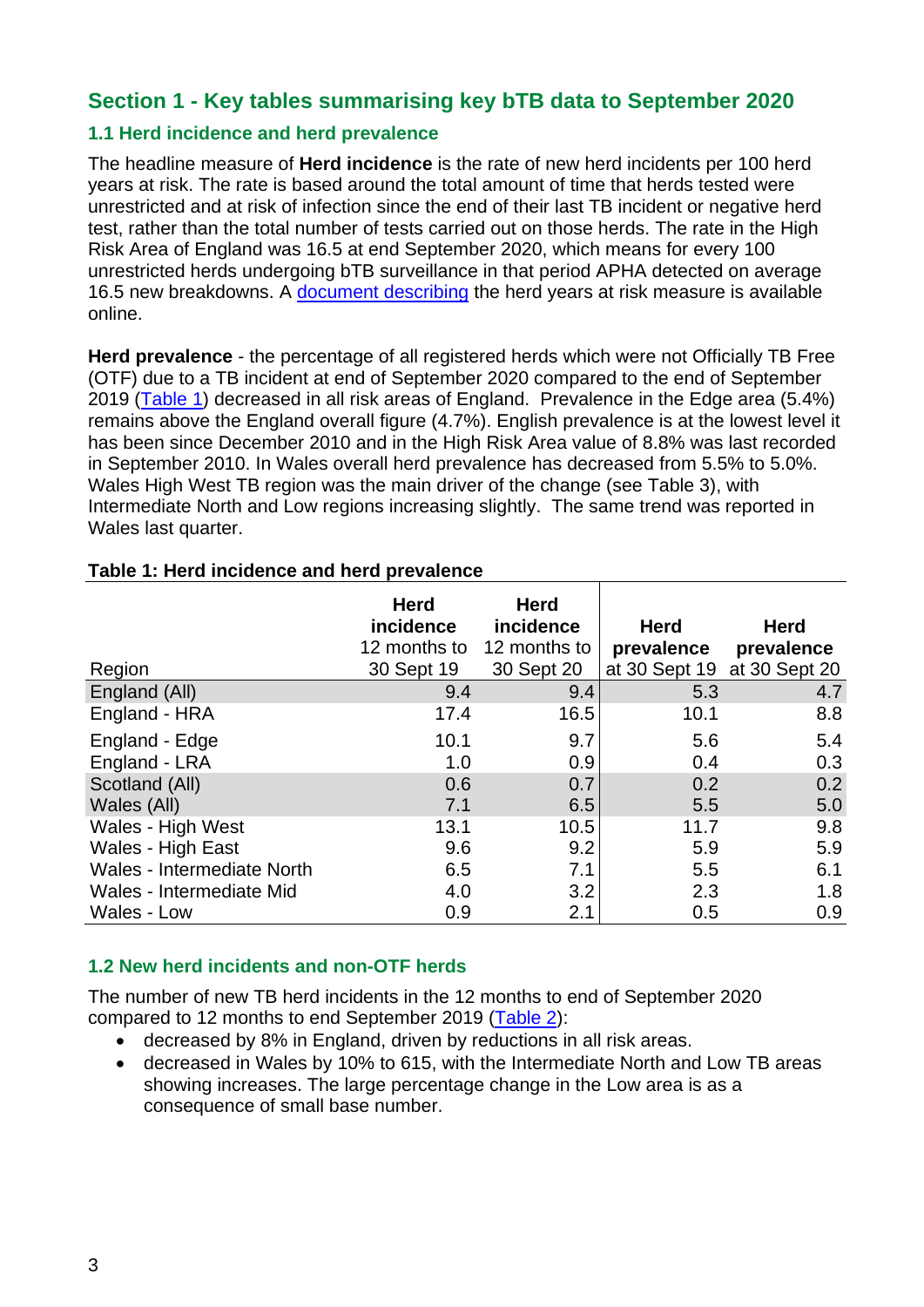## Section 1 - Key tables summarising key bTB data to September 2020

### 1.1 Herd incidence and herd prevalence

The headline measure of **Herd incidence** is the rate of new herd incidents per 100 herd years at risk. The rate is based around the total amount of time that herds tested were unrestricted and at risk of infection since the end of their last TB incident or negative herd test, rather than the total number of tests carried out on those herds. The rate in the High Risk Area of England was 16.5 at end September 2020, which means for every 100 unrestricted herds undergoing bTB surveillance in that period APHA detected on average 16.5 new breakdowns. A document describing the herd years at risk measure is available online.

**Herd prevalence** - the percentage of all registered herds which were not Officially TB Free (OTF) due to a TB incident at end of September 2020 compared to the end of September 2019 (Table 1) decreased in all risk areas of England. Prevalence in the Edge area (5.4%) remains above the England overall figure (4.7%). English prevalence is at the lowest level it has been since December 2010 and in the High Risk Area value of 8.8% was last recorded in September 2010. In Wales overall herd prevalence has decreased from 5.5% to 5.0%. Wales High West TB region was the main driver of the change (see Table 3), with Intermediate North and Low regions increasing slightly. The same trend was reported in Wales last quarter.

**Table 1: Herd incidence and herd prevalence**

| Region | **Herd incidence** 12 months to 30 Sept 19 | **Herd incidence** 12 months to 30 Sept 20 | **Herd prevalence** at 30 Sept 19 | **Herd prevalence** at 30 Sept 20 |
|---|---|---|---|---|
| England (All) | 9.4 | 9.4 | 5.3 | 4.7 |
| England - HRA | 17.4 | 16.5 | 10.1 | 8.8 |
| England - Edge | 10.1 | 9.7 | 5.6 | 5.4 |
| England - LRA | 1.0 | 0.9 | 0.4 | 0.3 |
| Scotland (All) | 0.6 | 0.7 | 0.2 | 0.2 |
| Wales (All) | 7.1 | 6.5 | 5.5 | 5.0 |
| Wales - High West | 13.1 | 10.5 | 11.7 | 9.8 |
| Wales - High East | 9.6 | 9.2 | 5.9 | 5.9 |
| Wales - Intermediate North | 6.5 | 7.1 | 5.5 | 6.1 |
| Wales - Intermediate Mid | 4.0 | 3.2 | 2.3 | 1.8 |
| Wales - Low | 0.9 | 2.1 | 0.5 | 0.9 |

### 1.2 New herd incidents and non-OTF herds

The number of new TB herd incidents in the 12 months to end of September 2020 compared to 12 months to end September 2019 (Table 2):

- decreased by 8% in England, driven by reductions in all risk areas.
- decreased in Wales by 10% to 615, with the Intermediate North and Low TB areas showing increases. The large percentage change in the Low area is as a consequence of small base number.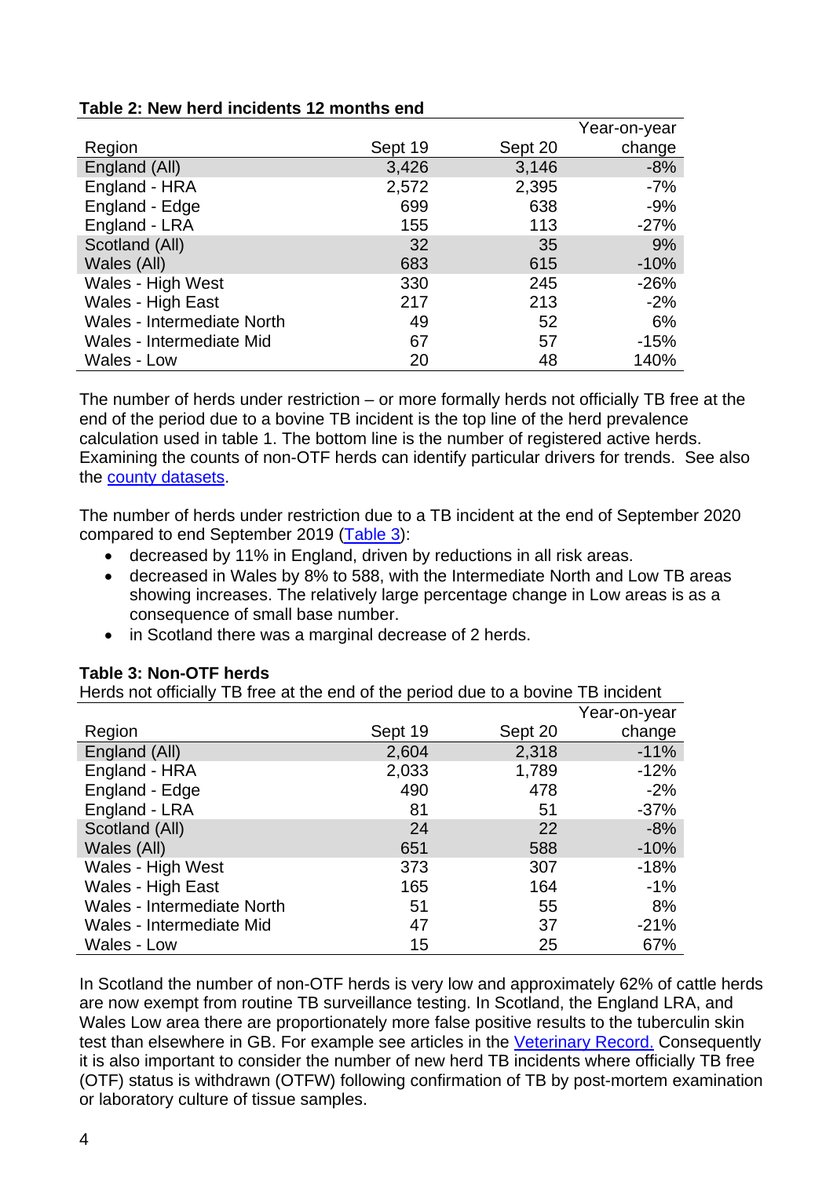**Table 2: New herd incidents 12 months end**

| Region | Sept 19 | Sept 20 | Year-on-year change |
|---|---|---|---|
| England (All) | 3,426 | 3,146 | -8% |
| England - HRA | 2,572 | 2,395 | -7% |
| England - Edge | 699 | 638 | -9% |
| England - LRA | 155 | 113 | -27% |
| Scotland (All) | 32 | 35 | 9% |
| Wales (All) | 683 | 615 | -10% |
| Wales - High West | 330 | 245 | -26% |
| Wales - High East | 217 | 213 | -2% |
| Wales - Intermediate North | 49 | 52 | 6% |
| Wales - Intermediate Mid | 67 | 57 | -15% |
| Wales - Low | 20 | 48 | 140% |

The number of herds under restriction – or more formally herds not officially TB free at the end of the period due to a bovine TB incident is the top line of the herd prevalence calculation used in table 1. The bottom line is the number of registered active herds. Examining the counts of non-OTF herds can identify particular drivers for trends. See also the county datasets.

The number of herds under restriction due to a TB incident at the end of September 2020 compared to end September 2019 (Table 3):

- decreased by 11% in England, driven by reductions in all risk areas.
- decreased in Wales by 8% to 588, with the Intermediate North and Low TB areas showing increases. The relatively large percentage change in Low areas is as a consequence of small base number.
- in Scotland there was a marginal decrease of 2 herds.

**Table 3: Non-OTF herds**

Herds not officially TB free at the end of the period due to a bovine TB incident

| Region | Sept 19 | Sept 20 | Year-on-year change |
|---|---|---|---|
| England (All) | 2,604 | 2,318 | -11% |
| England - HRA | 2,033 | 1,789 | -12% |
| England - Edge | 490 | 478 | -2% |
| England - LRA | 81 | 51 | -37% |
| Scotland (All) | 24 | 22 | -8% |
| Wales (All) | 651 | 588 | -10% |
| Wales - High West | 373 | 307 | -18% |
| Wales - High East | 165 | 164 | -1% |
| Wales - Intermediate North | 51 | 55 | 8% |
| Wales - Intermediate Mid | 47 | 37 | -21% |
| Wales - Low | 15 | 25 | 67% |

In Scotland the number of non-OTF herds is very low and approximately 62% of cattle herds are now exempt from routine TB surveillance testing. In Scotland, the England LRA, and Wales Low area there are proportionately more false positive results to the tuberculin skin test than elsewhere in GB. For example see articles in the Veterinary Record. Consequently it is also important to consider the number of new herd TB incidents where officially TB free (OTF) status is withdrawn (OTFW) following confirmation of TB by post-mortem examination or laboratory culture of tissue samples.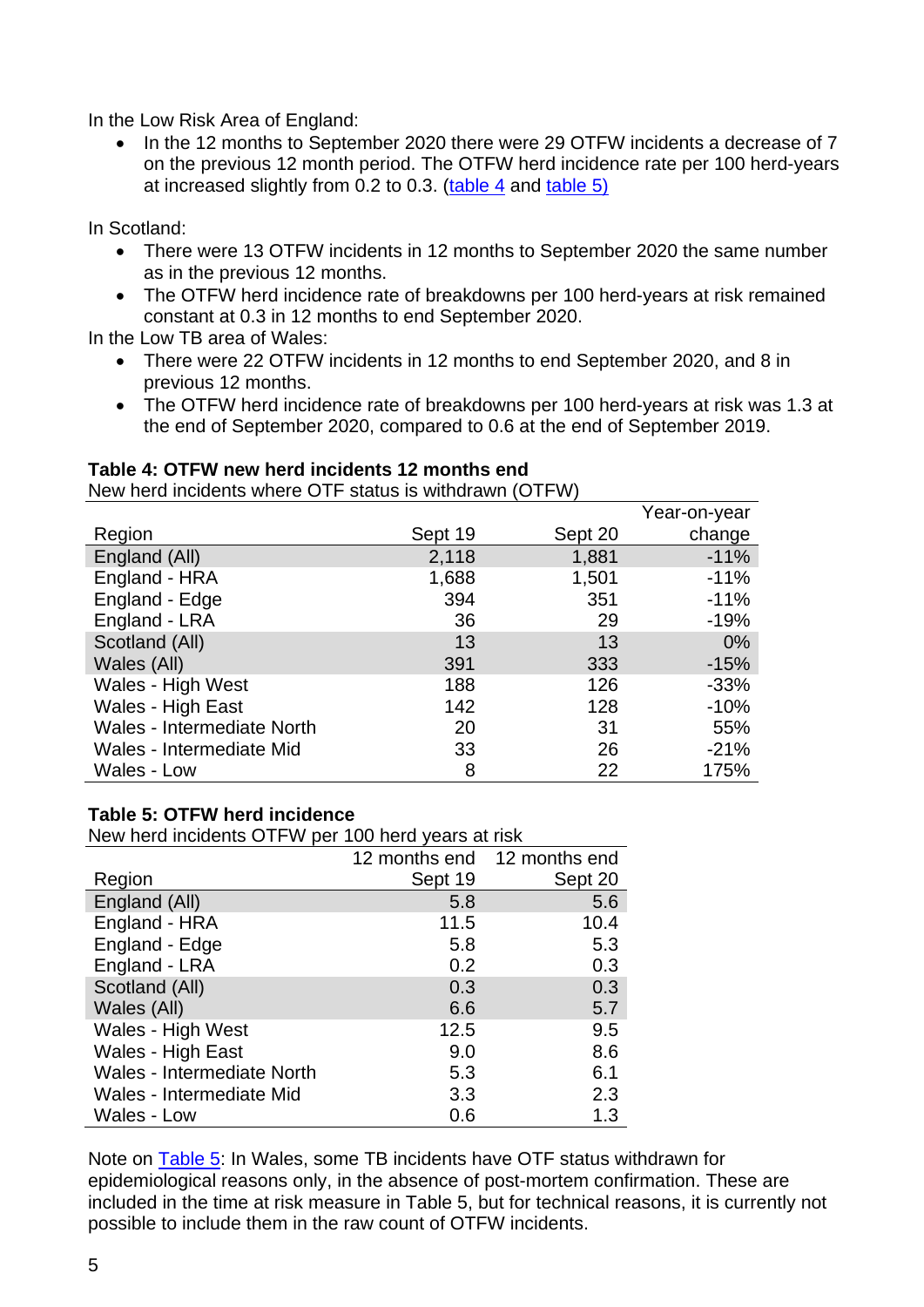In the Low Risk Area of England:

- In the 12 months to September 2020 there were 29 OTFW incidents a decrease of 7 on the previous 12 month period. The OTFW herd incidence rate per 100 herd-years at increased slightly from 0.2 to 0.3. ([table 4](#) and [table 5)](#)

In Scotland:

- There were 13 OTFW incidents in 12 months to September 2020 the same number as in the previous 12 months.
- The OTFW herd incidence rate of breakdowns per 100 herd-years at risk remained constant at 0.3 in 12 months to end September 2020.

In the Low TB area of Wales:

- There were 22 OTFW incidents in 12 months to end September 2020, and 8 in previous 12 months.
- The OTFW herd incidence rate of breakdowns per 100 herd-years at risk was 1.3 at the end of September 2020, compared to 0.6 at the end of September 2019.

**Table 4: OTFW new herd incidents 12 months end**

New herd incidents where OTF status is withdrawn (OTFW)

| Region | Sept 19 | Sept 20 | Year-on-year change |
|---|---|---|---|
| England (All) | 2,118 | 1,881 | -11% |
| England - HRA | 1,688 | 1,501 | -11% |
| England - Edge | 394 | 351 | -11% |
| England - LRA | 36 | 29 | -19% |
| Scotland (All) | 13 | 13 | 0% |
| Wales (All) | 391 | 333 | -15% |
| Wales - High West | 188 | 126 | -33% |
| Wales - High East | 142 | 128 | -10% |
| Wales - Intermediate North | 20 | 31 | 55% |
| Wales - Intermediate Mid | 33 | 26 | -21% |
| Wales - Low | 8 | 22 | 175% |

**Table 5: OTFW herd incidence**

New herd incidents OTFW per 100 herd years at risk

| Region | 12 months end Sept 19 | 12 months end Sept 20 |
|---|---|---|
| England (All) | 5.8 | 5.6 |
| England - HRA | 11.5 | 10.4 |
| England - Edge | 5.8 | 5.3 |
| England - LRA | 0.2 | 0.3 |
| Scotland (All) | 0.3 | 0.3 |
| Wales (All) | 6.6 | 5.7 |
| Wales - High West | 12.5 | 9.5 |
| Wales - High East | 9.0 | 8.6 |
| Wales - Intermediate North | 5.3 | 6.1 |
| Wales - Intermediate Mid | 3.3 | 2.3 |
| Wales - Low | 0.6 | 1.3 |

Note on [Table 5](#): In Wales, some TB incidents have OTF status withdrawn for epidemiological reasons only, in the absence of post-mortem confirmation. These are included in the time at risk measure in Table 5, but for technical reasons, it is currently not possible to include them in the raw count of OTFW incidents.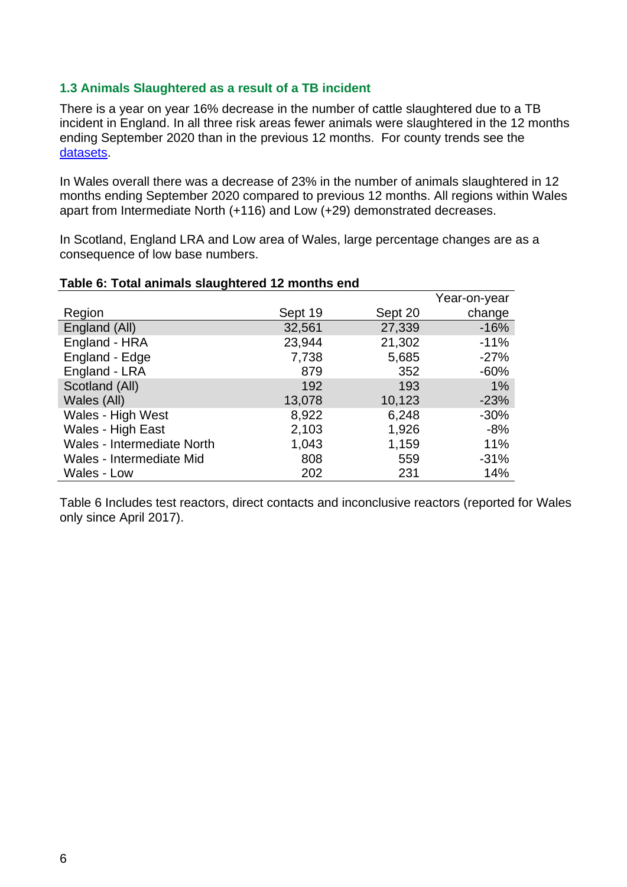### 1.3 Animals Slaughtered as a result of a TB incident

There is a year on year 16% decrease in the number of cattle slaughtered due to a TB incident in England. In all three risk areas fewer animals were slaughtered in the 12 months ending September 2020 than in the previous 12 months. For county trends see the [datasets](datasets).

In Wales overall there was a decrease of 23% in the number of animals slaughtered in 12 months ending September 2020 compared to previous 12 months. All regions within Wales apart from Intermediate North (+116) and Low (+29) demonstrated decreases.

In Scotland, England LRA and Low area of Wales, large percentage changes are as a consequence of low base numbers.

**Table 6: Total animals slaughtered 12 months end**

| Region | Sept 19 | Sept 20 | Year-on-year change |
|---|---|---|---|
| England (All) | 32,561 | 27,339 | -16% |
| England - HRA | 23,944 | 21,302 | -11% |
| England - Edge | 7,738 | 5,685 | -27% |
| England - LRA | 879 | 352 | -60% |
| Scotland (All) | 192 | 193 | 1% |
| Wales (All) | 13,078 | 10,123 | -23% |
| Wales - High West | 8,922 | 6,248 | -30% |
| Wales - High East | 2,103 | 1,926 | -8% |
| Wales - Intermediate North | 1,043 | 1,159 | 11% |
| Wales - Intermediate Mid | 808 | 559 | -31% |
| Wales - Low | 202 | 231 | 14% |

Table 6 Includes test reactors, direct contacts and inconclusive reactors (reported for Wales only since April 2017).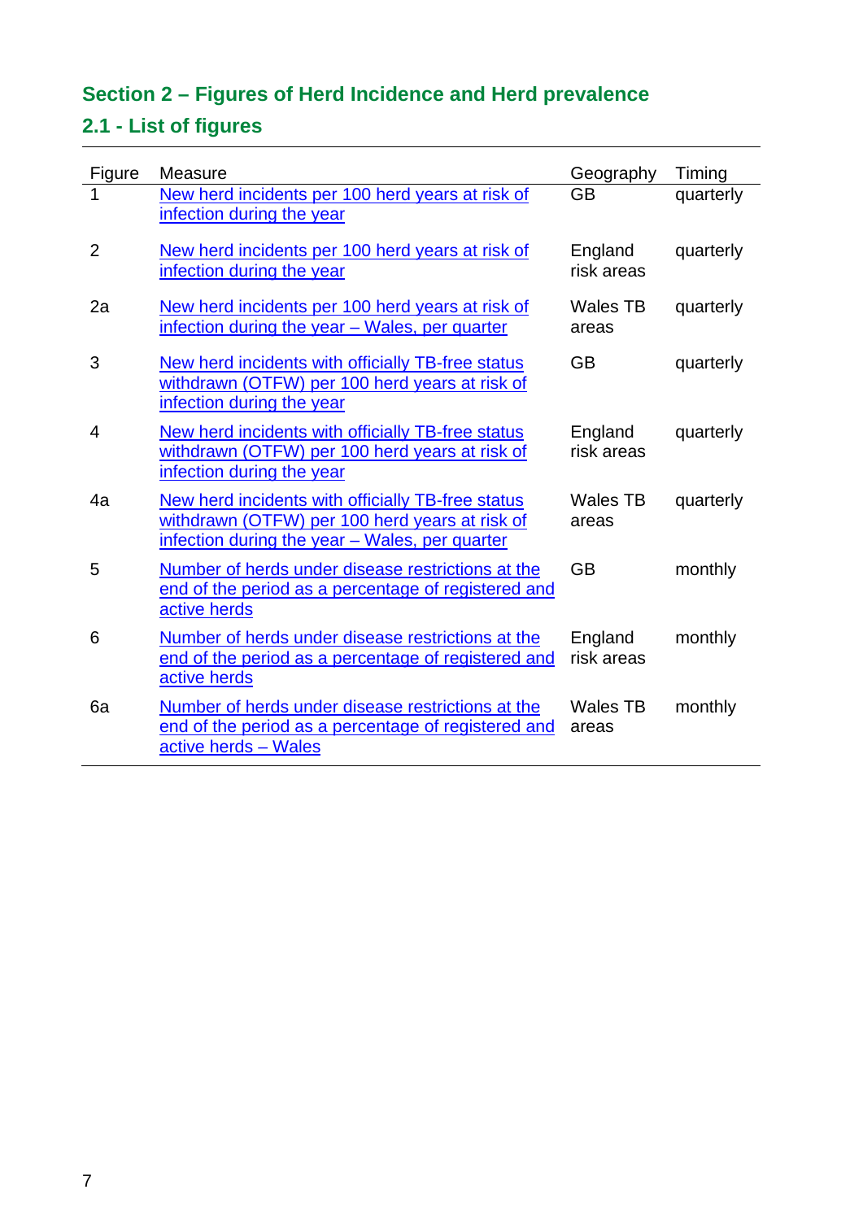## Section 2 – Figures of Herd Incidence and Herd prevalence

### 2.1 - List of figures

| Figure | Measure | Geography | Timing |
|---|---|---|---|
| 1 | New herd incidents per 100 herd years at risk of infection during the year | GB | quarterly |
| 2 | New herd incidents per 100 herd years at risk of infection during the year | England risk areas | quarterly |
| 2a | New herd incidents per 100 herd years at risk of infection during the year – Wales, per quarter | Wales TB areas | quarterly |
| 3 | New herd incidents with officially TB-free status withdrawn (OTFW) per 100 herd years at risk of infection during the year | GB | quarterly |
| 4 | New herd incidents with officially TB-free status withdrawn (OTFW) per 100 herd years at risk of infection during the year | England risk areas | quarterly |
| 4a | New herd incidents with officially TB-free status withdrawn (OTFW) per 100 herd years at risk of infection during the year – Wales, per quarter | Wales TB areas | quarterly |
| 5 | Number of herds under disease restrictions at the end of the period as a percentage of registered and active herds | GB | monthly |
| 6 | Number of herds under disease restrictions at the end of the period as a percentage of registered and active herds | England risk areas | monthly |
| 6a | Number of herds under disease restrictions at the end of the period as a percentage of registered and active herds – Wales | Wales TB areas | monthly |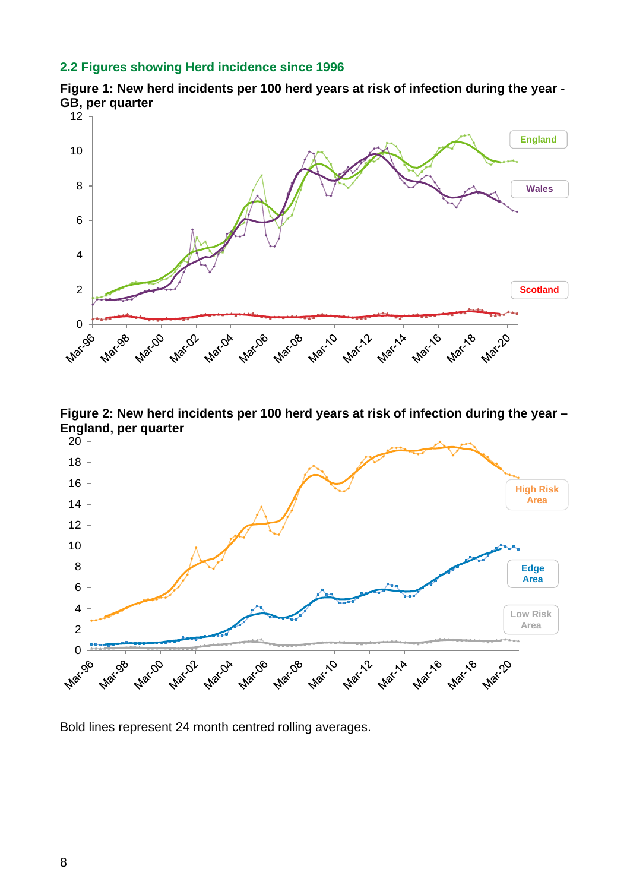## 2.2 Figures showing Herd incidence since 1996

**Figure 1: New herd incidents per 100 herd years at risk of infection during the year - GB, per quarter**

**Figure 2: New herd incidents per 100 herd years at risk of infection during the year – England, per quarter**

Bold lines represent 24 month centred rolling averages.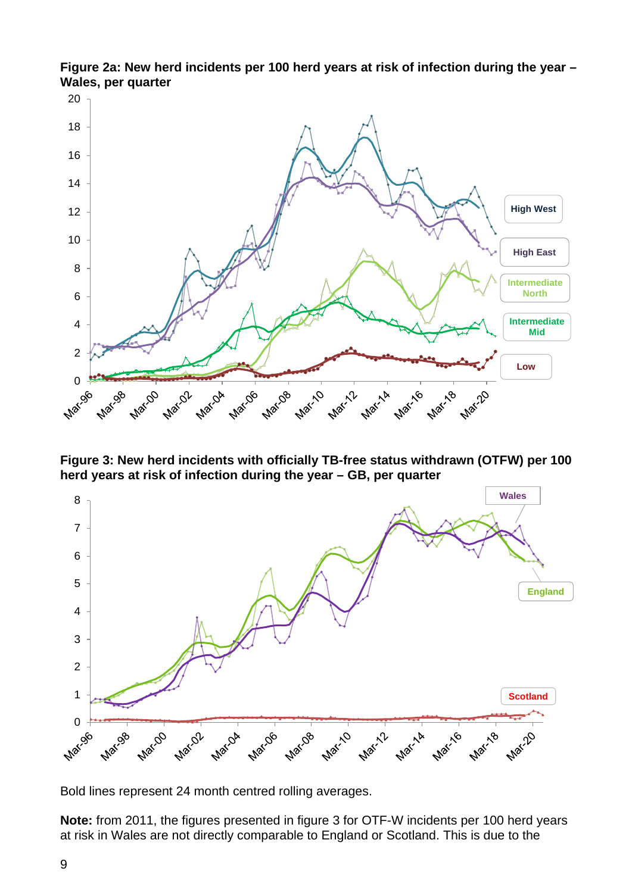**Figure 2a: New herd incidents per 100 herd years at risk of infection during the year – Wales, per quarter**

**Figure 3: New herd incidents with officially TB-free status withdrawn (OTFW) per 100 herd years at risk of infection during the year – GB, per quarter**

Bold lines represent 24 month centred rolling averages.

**Note:** from 2011, the figures presented in figure 3 for OTF-W incidents per 100 herd years at risk in Wales are not directly comparable to England or Scotland. This is due to the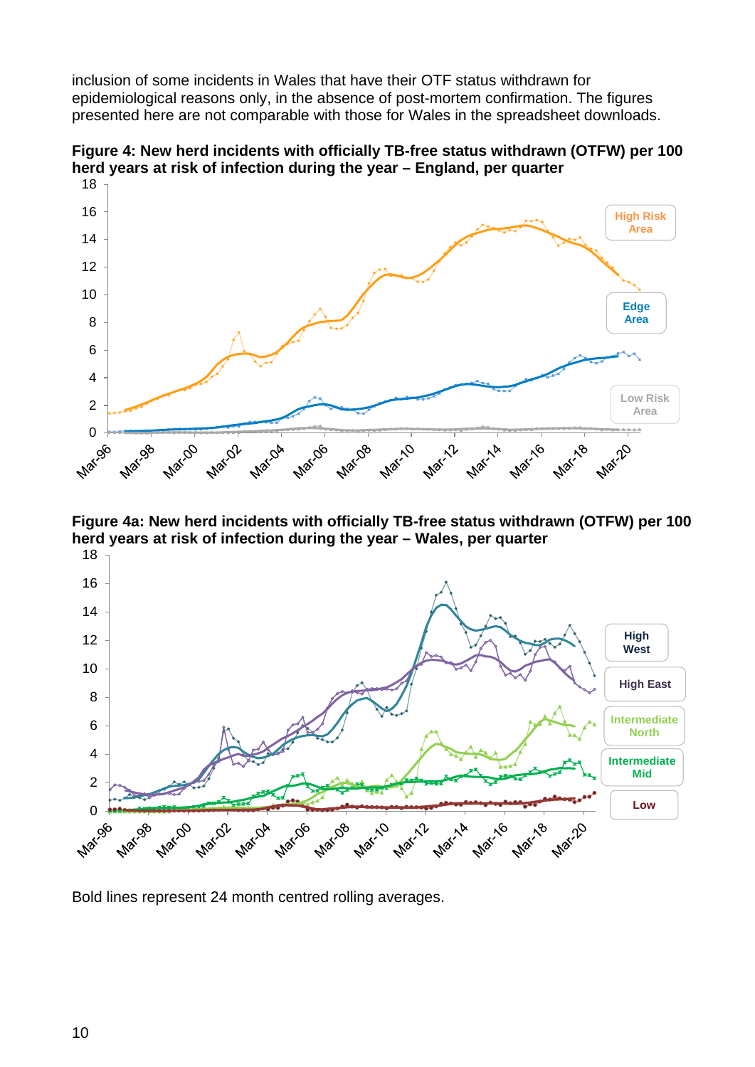inclusion of some incidents in Wales that have their OTF status withdrawn for epidemiological reasons only, in the absence of post-mortem confirmation. The figures presented here are not comparable with those for Wales in the spreadsheet downloads.

**Figure 4: New herd incidents with officially TB-free status withdrawn (OTFW) per 100 herd years at risk of infection during the year – England, per quarter**

**Figure 4a: New herd incidents with officially TB-free status withdrawn (OTFW) per 100 herd years at risk of infection during the year – Wales, per quarter**

Bold lines represent 24 month centred rolling averages.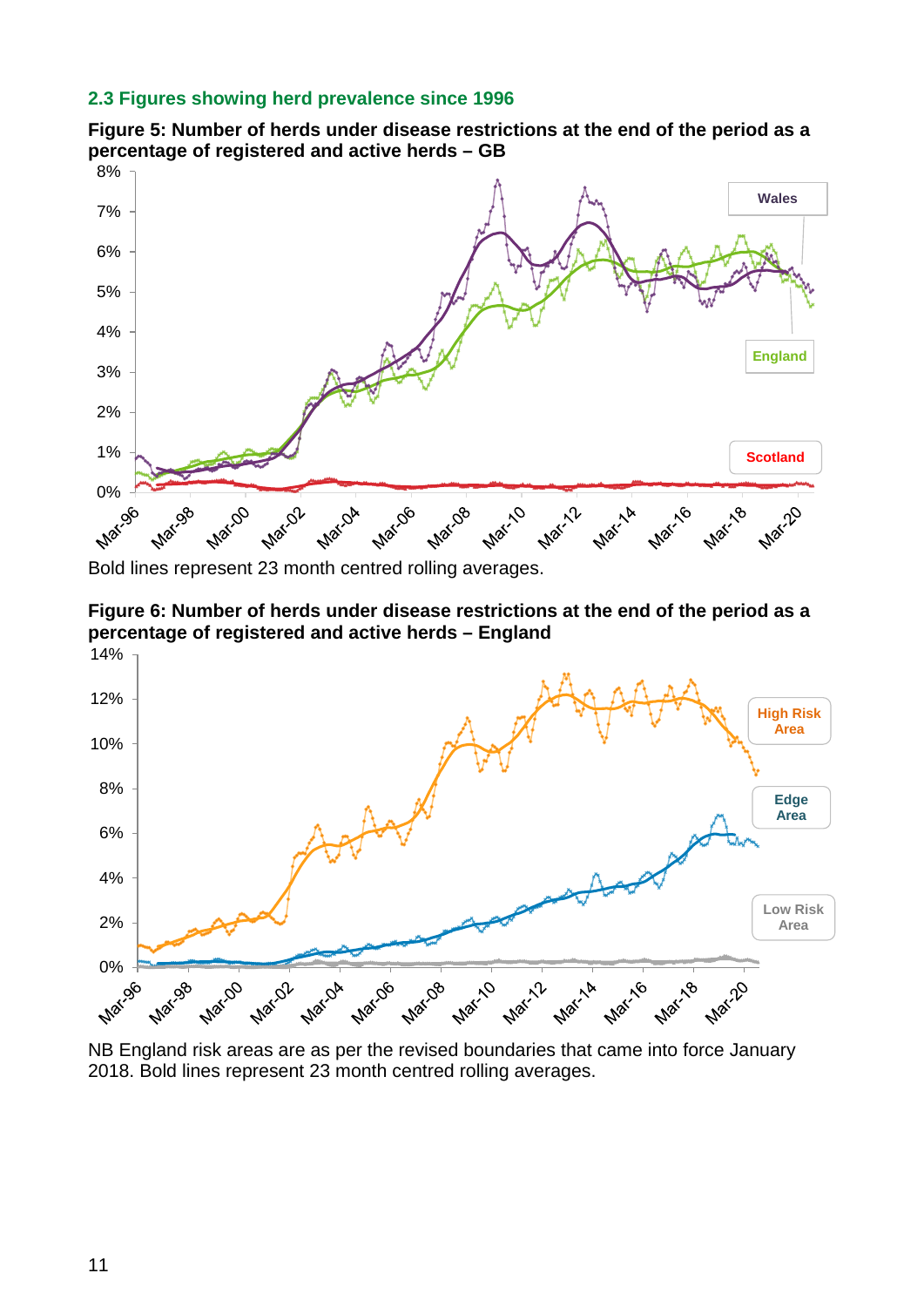### 2.3 Figures showing herd prevalence since 1996

**Figure 5: Number of herds under disease restrictions at the end of the period as a percentage of registered and active herds – GB**

Bold lines represent 23 month centred rolling averages.

**Figure 6: Number of herds under disease restrictions at the end of the period as a percentage of registered and active herds – England**

NB England risk areas are as per the revised boundaries that came into force January 2018. Bold lines represent 23 month centred rolling averages.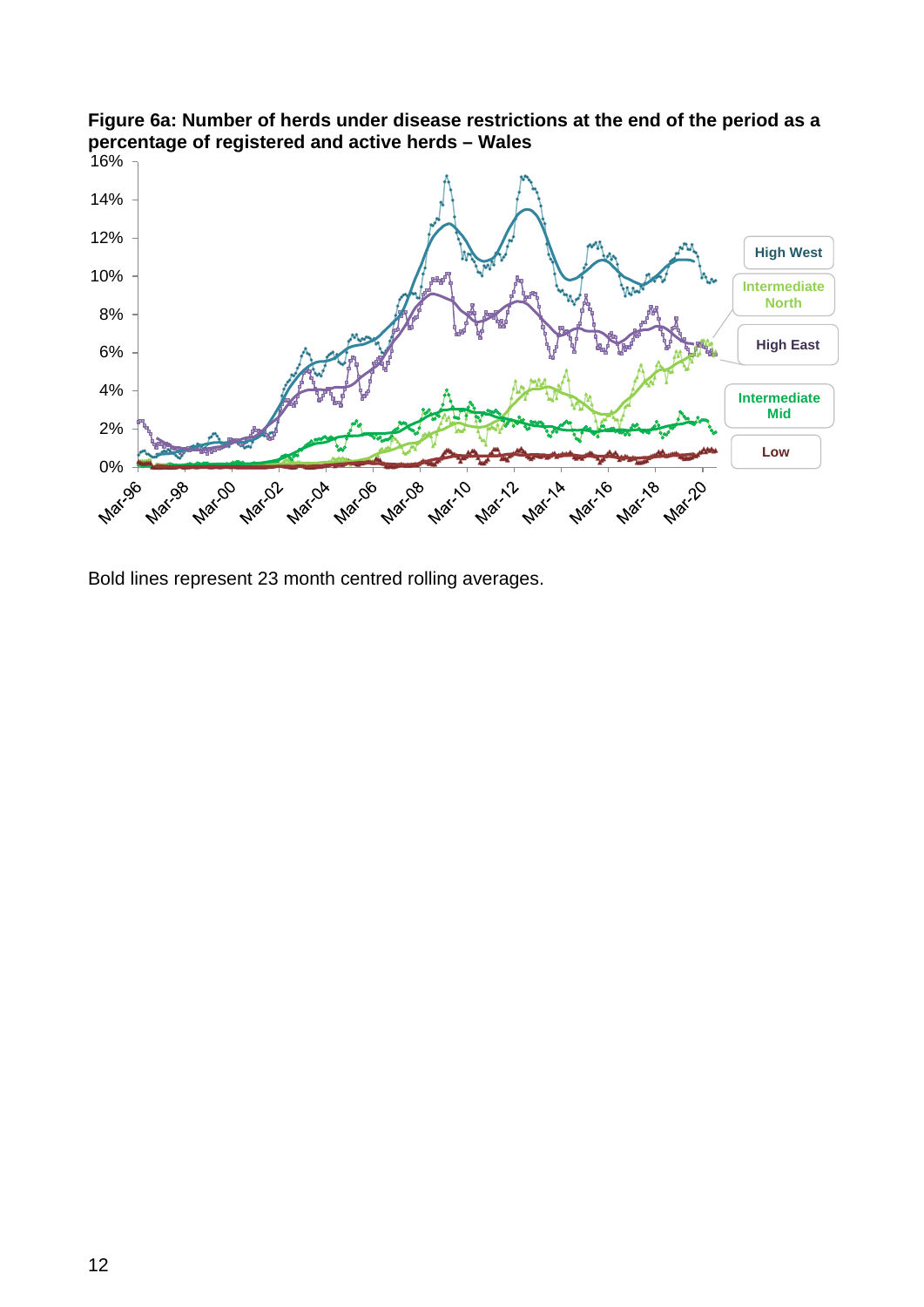**Figure 6a: Number of herds under disease restrictions at the end of the period as a percentage of registered and active herds – Wales**

Bold lines represent 23 month centred rolling averages.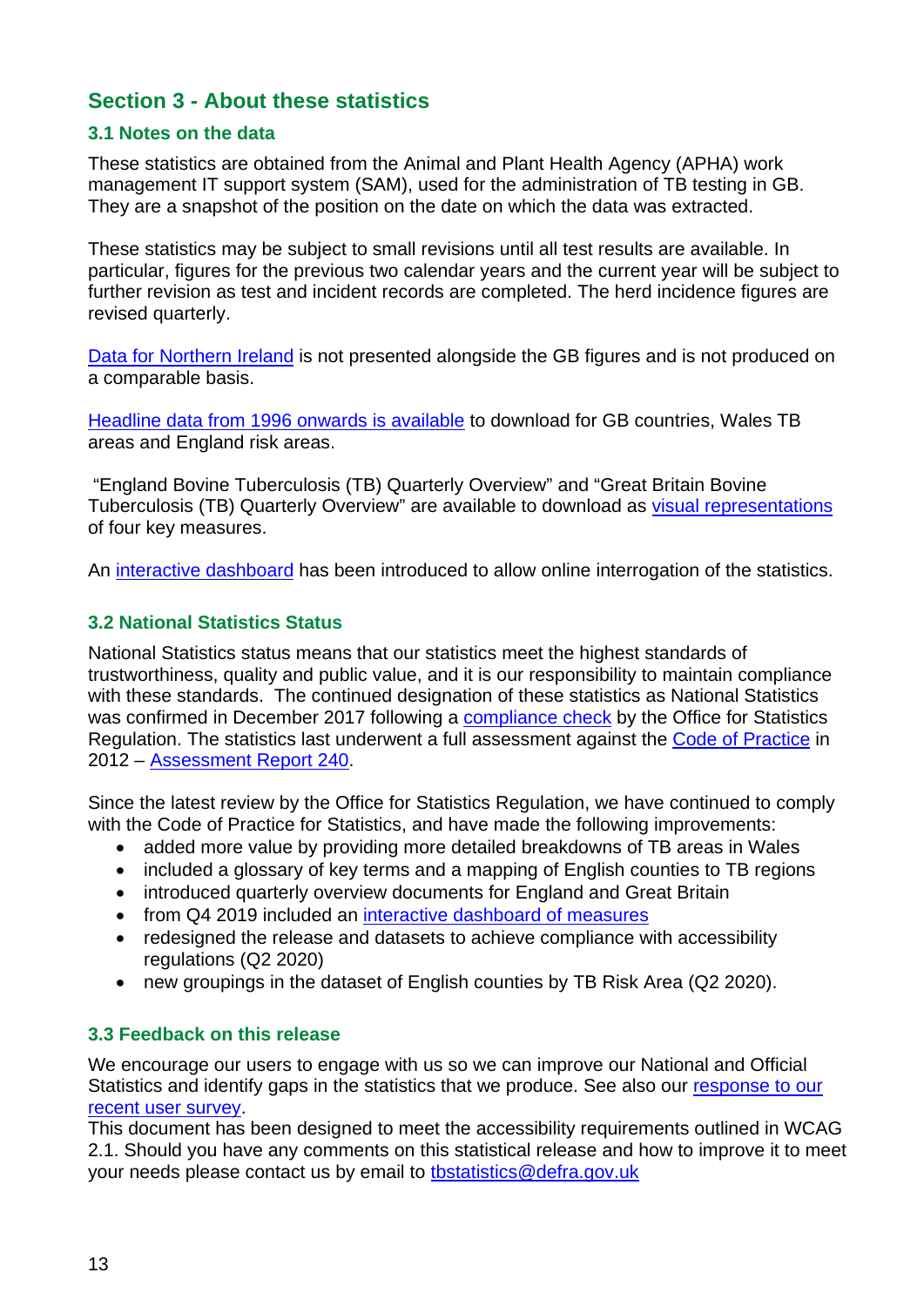## Section 3 - About these statistics

### 3.1 Notes on the data

These statistics are obtained from the Animal and Plant Health Agency (APHA) work management IT support system (SAM), used for the administration of TB testing in GB. They are a snapshot of the position on the date on which the data was extracted.

These statistics may be subject to small revisions until all test results are available. In particular, figures for the previous two calendar years and the current year will be subject to further revision as test and incident records are completed. The herd incidence figures are revised quarterly.

Data for Northern Ireland is not presented alongside the GB figures and is not produced on a comparable basis.

Headline data from 1996 onwards is available to download for GB countries, Wales TB areas and England risk areas.

"England Bovine Tuberculosis (TB) Quarterly Overview" and "Great Britain Bovine Tuberculosis (TB) Quarterly Overview" are available to download as visual representations of four key measures.

An interactive dashboard has been introduced to allow online interrogation of the statistics.

### 3.2 National Statistics Status

National Statistics status means that our statistics meet the highest standards of trustworthiness, quality and public value, and it is our responsibility to maintain compliance with these standards. The continued designation of these statistics as National Statistics was confirmed in December 2017 following a compliance check by the Office for Statistics Regulation. The statistics last underwent a full assessment against the Code of Practice in 2012 – Assessment Report 240.

Since the latest review by the Office for Statistics Regulation, we have continued to comply with the Code of Practice for Statistics, and have made the following improvements:

- added more value by providing more detailed breakdowns of TB areas in Wales
- included a glossary of key terms and a mapping of English counties to TB regions
- introduced quarterly overview documents for England and Great Britain
- from Q4 2019 included an interactive dashboard of measures
- redesigned the release and datasets to achieve compliance with accessibility regulations (Q2 2020)
- new groupings in the dataset of English counties by TB Risk Area (Q2 2020).

### 3.3 Feedback on this release

We encourage our users to engage with us so we can improve our National and Official Statistics and identify gaps in the statistics that we produce. See also our response to our recent user survey.
This document has been designed to meet the accessibility requirements outlined in WCAG 2.1. Should you have any comments on this statistical release and how to improve it to meet your needs please contact us by email to tbstatistics@defra.gov.uk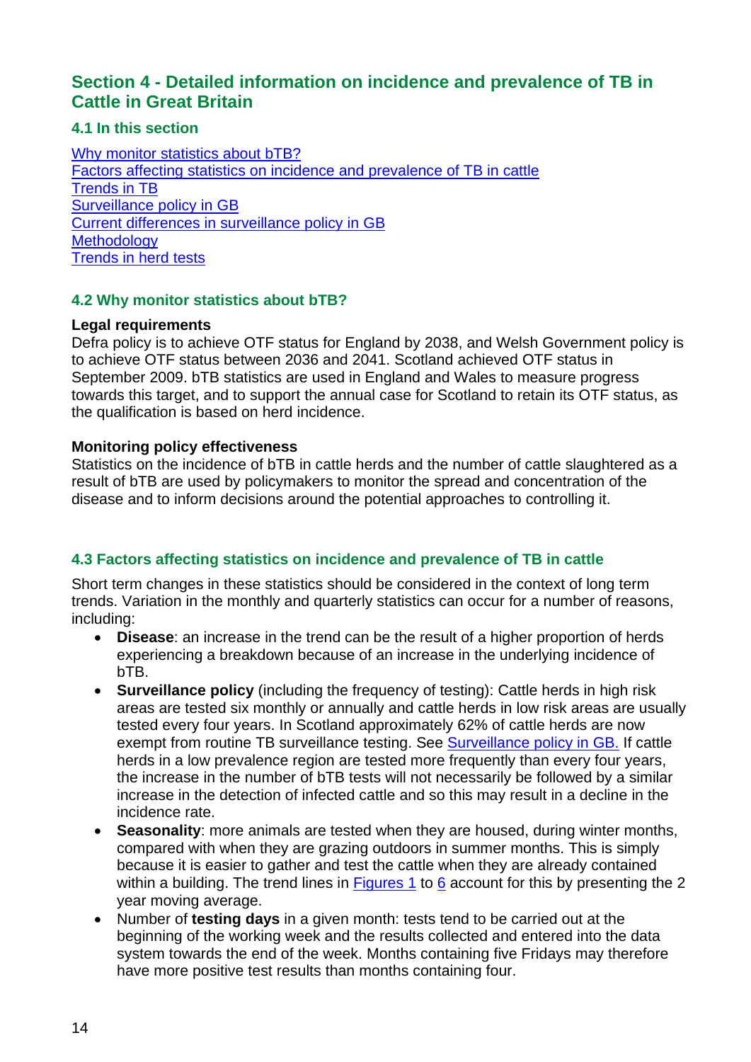## Section 4 - Detailed information on incidence and prevalence of TB in Cattle in Great Britain

### 4.1 In this section

[Why monitor statistics about bTB?](#)
[Factors affecting statistics on incidence and prevalence of TB in cattle](#)
[Trends in TB](#)
[Surveillance policy in GB](#)
[Current differences in surveillance policy in GB](#)
[Methodology](#)
[Trends in herd tests](#)

### 4.2 Why monitor statistics about bTB?

**Legal requirements**
Defra policy is to achieve OTF status for England by 2038, and Welsh Government policy is to achieve OTF status between 2036 and 2041. Scotland achieved OTF status in September 2009. bTB statistics are used in England and Wales to measure progress towards this target, and to support the annual case for Scotland to retain its OTF status, as the qualification is based on herd incidence.

**Monitoring policy effectiveness**
Statistics on the incidence of bTB in cattle herds and the number of cattle slaughtered as a result of bTB are used by policymakers to monitor the spread and concentration of the disease and to inform decisions around the potential approaches to controlling it.

### 4.3 Factors affecting statistics on incidence and prevalence of TB in cattle

Short term changes in these statistics should be considered in the context of long term trends. Variation in the monthly and quarterly statistics can occur for a number of reasons, including:

- **Disease**: an increase in the trend can be the result of a higher proportion of herds experiencing a breakdown because of an increase in the underlying incidence of bTB.
- **Surveillance policy** (including the frequency of testing): Cattle herds in high risk areas are tested six monthly or annually and cattle herds in low risk areas are usually tested every four years. In Scotland approximately 62% of cattle herds are now exempt from routine TB surveillance testing. See [Surveillance policy in GB.](#) If cattle herds in a low prevalence region are tested more frequently than every four years, the increase in the number of bTB tests will not necessarily be followed by a similar increase in the detection of infected cattle and so this may result in a decline in the incidence rate.
- **Seasonality**: more animals are tested when they are housed, during winter months, compared with when they are grazing outdoors in summer months. This is simply because it is easier to gather and test the cattle when they are already contained within a building. The trend lines in [Figures 1](#) to [6](#) account for this by presenting the 2 year moving average.
- Number of **testing days** in a given month: tests tend to be carried out at the beginning of the working week and the results collected and entered into the data system towards the end of the week. Months containing five Fridays may therefore have more positive test results than months containing four.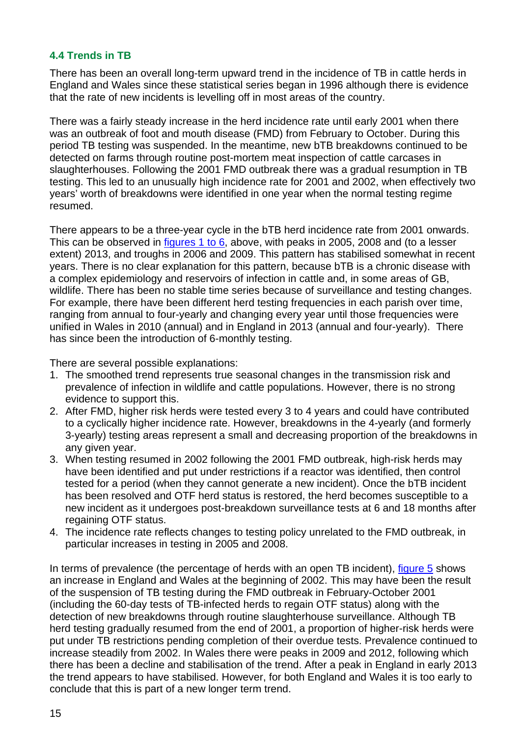### 4.4 Trends in TB

There has been an overall long-term upward trend in the incidence of TB in cattle herds in England and Wales since these statistical series began in 1996 although there is evidence that the rate of new incidents is levelling off in most areas of the country.

There was a fairly steady increase in the herd incidence rate until early 2001 when there was an outbreak of foot and mouth disease (FMD) from February to October. During this period TB testing was suspended. In the meantime, new bTB breakdowns continued to be detected on farms through routine post-mortem meat inspection of cattle carcases in slaughterhouses. Following the 2001 FMD outbreak there was a gradual resumption in TB testing. This led to an unusually high incidence rate for 2001 and 2002, when effectively two years' worth of breakdowns were identified in one year when the normal testing regime resumed.

There appears to be a three-year cycle in the bTB herd incidence rate from 2001 onwards. This can be observed in figures 1 to 6, above, with peaks in 2005, 2008 and (to a lesser extent) 2013, and troughs in 2006 and 2009. This pattern has stabilised somewhat in recent years. There is no clear explanation for this pattern, because bTB is a chronic disease with a complex epidemiology and reservoirs of infection in cattle and, in some areas of GB, wildlife. There has been no stable time series because of surveillance and testing changes. For example, there have been different herd testing frequencies in each parish over time, ranging from annual to four-yearly and changing every year until those frequencies were unified in Wales in 2010 (annual) and in England in 2013 (annual and four-yearly). There has since been the introduction of 6-monthly testing.

There are several possible explanations:

1. The smoothed trend represents true seasonal changes in the transmission risk and prevalence of infection in wildlife and cattle populations. However, there is no strong evidence to support this.
2. After FMD, higher risk herds were tested every 3 to 4 years and could have contributed to a cyclically higher incidence rate. However, breakdowns in the 4-yearly (and formerly 3-yearly) testing areas represent a small and decreasing proportion of the breakdowns in any given year.
3. When testing resumed in 2002 following the 2001 FMD outbreak, high-risk herds may have been identified and put under restrictions if a reactor was identified, then control tested for a period (when they cannot generate a new incident). Once the bTB incident has been resolved and OTF herd status is restored, the herd becomes susceptible to a new incident as it undergoes post-breakdown surveillance tests at 6 and 18 months after regaining OTF status.
4. The incidence rate reflects changes to testing policy unrelated to the FMD outbreak, in particular increases in testing in 2005 and 2008.

In terms of prevalence (the percentage of herds with an open TB incident), figure 5 shows an increase in England and Wales at the beginning of 2002. This may have been the result of the suspension of TB testing during the FMD outbreak in February-October 2001 (including the 60-day tests of TB-infected herds to regain OTF status) along with the detection of new breakdowns through routine slaughterhouse surveillance. Although TB herd testing gradually resumed from the end of 2001, a proportion of higher-risk herds were put under TB restrictions pending completion of their overdue tests. Prevalence continued to increase steadily from 2002. In Wales there were peaks in 2009 and 2012, following which there has been a decline and stabilisation of the trend. After a peak in England in early 2013 the trend appears to have stabilised. However, for both England and Wales it is too early to conclude that this is part of a new longer term trend.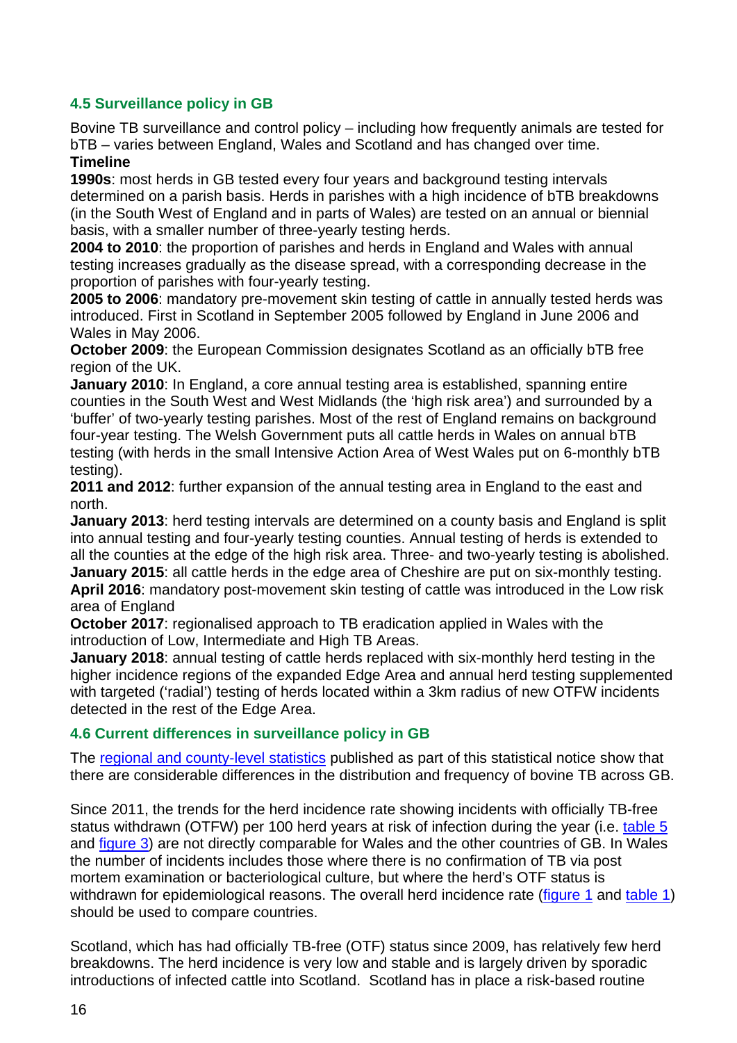## 4.5 Surveillance policy in GB

Bovine TB surveillance and control policy – including how frequently animals are tested for bTB – varies between England, Wales and Scotland and has changed over time.

**Timeline**

**1990s**: most herds in GB tested every four years and background testing intervals determined on a parish basis. Herds in parishes with a high incidence of bTB breakdowns (in the South West of England and in parts of Wales) are tested on an annual or biennial basis, with a smaller number of three-yearly testing herds.

**2004 to 2010**: the proportion of parishes and herds in England and Wales with annual testing increases gradually as the disease spread, with a corresponding decrease in the proportion of parishes with four-yearly testing.

**2005 to 2006**: mandatory pre-movement skin testing of cattle in annually tested herds was introduced. First in Scotland in September 2005 followed by England in June 2006 and Wales in May 2006.

**October 2009**: the European Commission designates Scotland as an officially bTB free region of the UK.

**January 2010**: In England, a core annual testing area is established, spanning entire counties in the South West and West Midlands (the 'high risk area') and surrounded by a 'buffer' of two-yearly testing parishes. Most of the rest of England remains on background four-year testing. The Welsh Government puts all cattle herds in Wales on annual bTB testing (with herds in the small Intensive Action Area of West Wales put on 6-monthly bTB testing).

**2011 and 2012**: further expansion of the annual testing area in England to the east and north.

**January 2013**: herd testing intervals are determined on a county basis and England is split into annual testing and four-yearly testing counties. Annual testing of herds is extended to all the counties at the edge of the high risk area. Three- and two-yearly testing is abolished.

**January 2015**: all cattle herds in the edge area of Cheshire are put on six-monthly testing.

**April 2016**: mandatory post-movement skin testing of cattle was introduced in the Low risk area of England

**October 2017**: regionalised approach to TB eradication applied in Wales with the introduction of Low, Intermediate and High TB Areas.

**January 2018**: annual testing of cattle herds replaced with six-monthly herd testing in the higher incidence regions of the expanded Edge Area and annual herd testing supplemented with targeted ('radial') testing of herds located within a 3km radius of new OTFW incidents detected in the rest of the Edge Area.

## 4.6 Current differences in surveillance policy in GB

The regional and county-level statistics published as part of this statistical notice show that there are considerable differences in the distribution and frequency of bovine TB across GB.

Since 2011, the trends for the herd incidence rate showing incidents with officially TB-free status withdrawn (OTFW) per 100 herd years at risk of infection during the year (i.e. table 5 and figure 3) are not directly comparable for Wales and the other countries of GB. In Wales the number of incidents includes those where there is no confirmation of TB via post mortem examination or bacteriological culture, but where the herd's OTF status is withdrawn for epidemiological reasons. The overall herd incidence rate (figure 1 and table 1) should be used to compare countries.

Scotland, which has had officially TB-free (OTF) status since 2009, has relatively few herd breakdowns. The herd incidence is very low and stable and is largely driven by sporadic introductions of infected cattle into Scotland. Scotland has in place a risk-based routine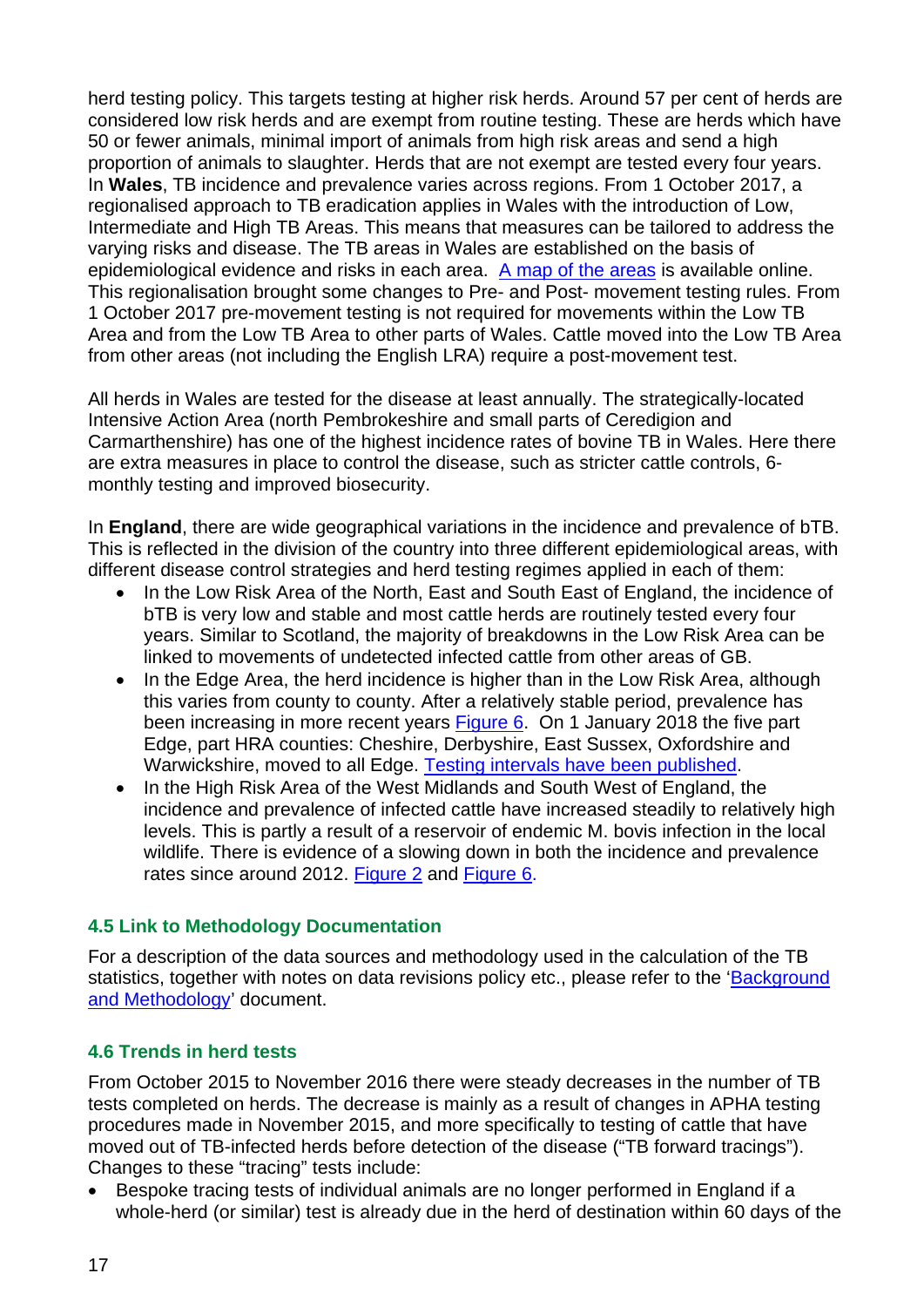herd testing policy. This targets testing at higher risk herds. Around 57 per cent of herds are considered low risk herds and are exempt from routine testing. These are herds which have 50 or fewer animals, minimal import of animals from high risk areas and send a high proportion of animals to slaughter. Herds that are not exempt are tested every four years.
In **Wales**, TB incidence and prevalence varies across regions. From 1 October 2017, a regionalised approach to TB eradication applies in Wales with the introduction of Low, Intermediate and High TB Areas. This means that measures can be tailored to address the varying risks and disease. The TB areas in Wales are established on the basis of epidemiological evidence and risks in each area. [A map of the areas] is available online. This regionalisation brought some changes to Pre- and Post- movement testing rules. From 1 October 2017 pre-movement testing is not required for movements within the Low TB Area and from the Low TB Area to other parts of Wales. Cattle moved into the Low TB Area from other areas (not including the English LRA) require a post-movement test.

All herds in Wales are tested for the disease at least annually. The strategically-located Intensive Action Area (north Pembrokeshire and small parts of Ceredigion and Carmarthenshire) has one of the highest incidence rates of bovine TB in Wales. Here there are extra measures in place to control the disease, such as stricter cattle controls, 6-monthly testing and improved biosecurity.

In **England**, there are wide geographical variations in the incidence and prevalence of bTB. This is reflected in the division of the country into three different epidemiological areas, with different disease control strategies and herd testing regimes applied in each of them:

- In the Low Risk Area of the North, East and South East of England, the incidence of bTB is very low and stable and most cattle herds are routinely tested every four years. Similar to Scotland, the majority of breakdowns in the Low Risk Area can be linked to movements of undetected infected cattle from other areas of GB.
- In the Edge Area, the herd incidence is higher than in the Low Risk Area, although this varies from county to county. After a relatively stable period, prevalence has been increasing in more recent years Figure 6. On 1 January 2018 the five part Edge, part HRA counties: Cheshire, Derbyshire, East Sussex, Oxfordshire and Warwickshire, moved to all Edge. Testing intervals have been published.
- In the High Risk Area of the West Midlands and South West of England, the incidence and prevalence of infected cattle have increased steadily to relatively high levels. This is partly a result of a reservoir of endemic M. bovis infection in the local wildlife. There is evidence of a slowing down in both the incidence and prevalence rates since around 2012. Figure 2 and Figure 6.

### 4.5 Link to Methodology Documentation

For a description of the data sources and methodology used in the calculation of the TB statistics, together with notes on data revisions policy etc., please refer to the 'Background and Methodology' document.

### 4.6 Trends in herd tests

From October 2015 to November 2016 there were steady decreases in the number of TB tests completed on herds. The decrease is mainly as a result of changes in APHA testing procedures made in November 2015, and more specifically to testing of cattle that have moved out of TB-infected herds before detection of the disease ("TB forward tracings"). Changes to these "tracing" tests include:

- Bespoke tracing tests of individual animals are no longer performed in England if a whole-herd (or similar) test is already due in the herd of destination within 60 days of the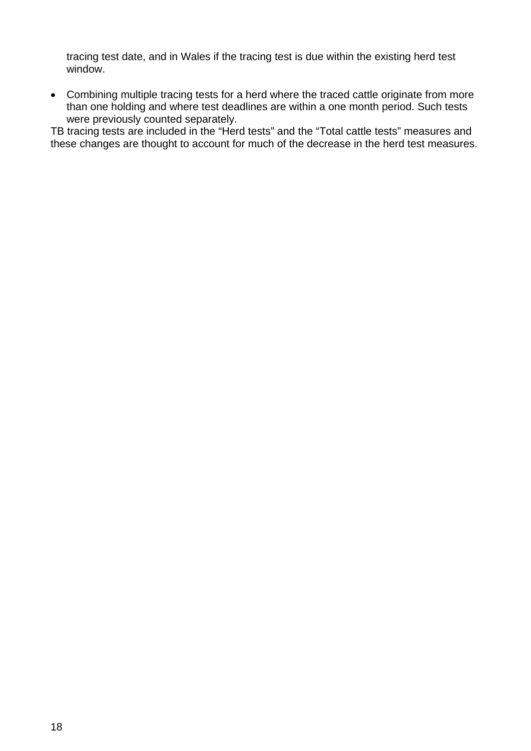tracing test date, and in Wales if the tracing test is due within the existing herd test window.

- Combining multiple tracing tests for a herd where the traced cattle originate from more than one holding and where test deadlines are within a one month period. Such tests were previously counted separately.

TB tracing tests are included in the "Herd tests" and the "Total cattle tests" measures and these changes are thought to account for much of the decrease in the herd test measures.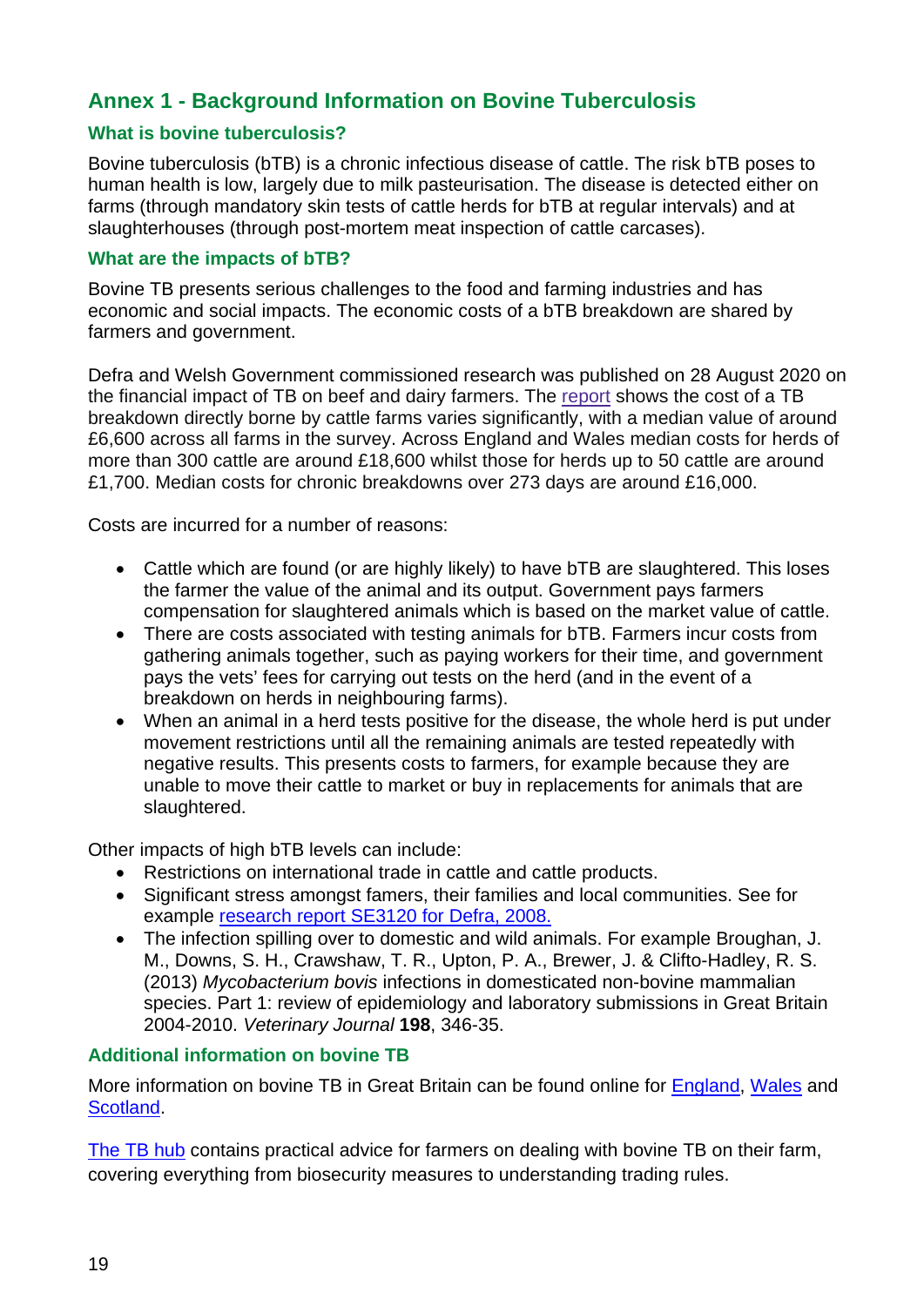## Annex 1 - Background Information on Bovine Tuberculosis

### What is bovine tuberculosis?

Bovine tuberculosis (bTB) is a chronic infectious disease of cattle. The risk bTB poses to human health is low, largely due to milk pasteurisation. The disease is detected either on farms (through mandatory skin tests of cattle herds for bTB at regular intervals) and at slaughterhouses (through post-mortem meat inspection of cattle carcases).

### What are the impacts of bTB?

Bovine TB presents serious challenges to the food and farming industries and has economic and social impacts. The economic costs of a bTB breakdown are shared by farmers and government.

Defra and Welsh Government commissioned research was published on 28 August 2020 on the financial impact of TB on beef and dairy farmers. The report shows the cost of a TB breakdown directly borne by cattle farms varies significantly, with a median value of around £6,600 across all farms in the survey. Across England and Wales median costs for herds of more than 300 cattle are around £18,600 whilst those for herds up to 50 cattle are around £1,700. Median costs for chronic breakdowns over 273 days are around £16,000.

Costs are incurred for a number of reasons:

- Cattle which are found (or are highly likely) to have bTB are slaughtered. This loses the farmer the value of the animal and its output. Government pays farmers compensation for slaughtered animals which is based on the market value of cattle.
- There are costs associated with testing animals for bTB. Farmers incur costs from gathering animals together, such as paying workers for their time, and government pays the vets' fees for carrying out tests on the herd (and in the event of a breakdown on herds in neighbouring farms).
- When an animal in a herd tests positive for the disease, the whole herd is put under movement restrictions until all the remaining animals are tested repeatedly with negative results. This presents costs to farmers, for example because they are unable to move their cattle to market or buy in replacements for animals that are slaughtered.

Other impacts of high bTB levels can include:

- Restrictions on international trade in cattle and cattle products.
- Significant stress amongst famers, their families and local communities. See for example research report SE3120 for Defra, 2008.
- The infection spilling over to domestic and wild animals. For example Broughan, J. M., Downs, S. H., Crawshaw, T. R., Upton, P. A., Brewer, J. & Clifto-Hadley, R. S. (2013) *Mycobacterium bovis* infections in domesticated non-bovine mammalian species. Part 1: review of epidemiology and laboratory submissions in Great Britain 2004-2010. *Veterinary Journal* **198**, 346-35.

### Additional information on bovine TB

More information on bovine TB in Great Britain can be found online for England, Wales and Scotland.

The TB hub contains practical advice for farmers on dealing with bovine TB on their farm, covering everything from biosecurity measures to understanding trading rules.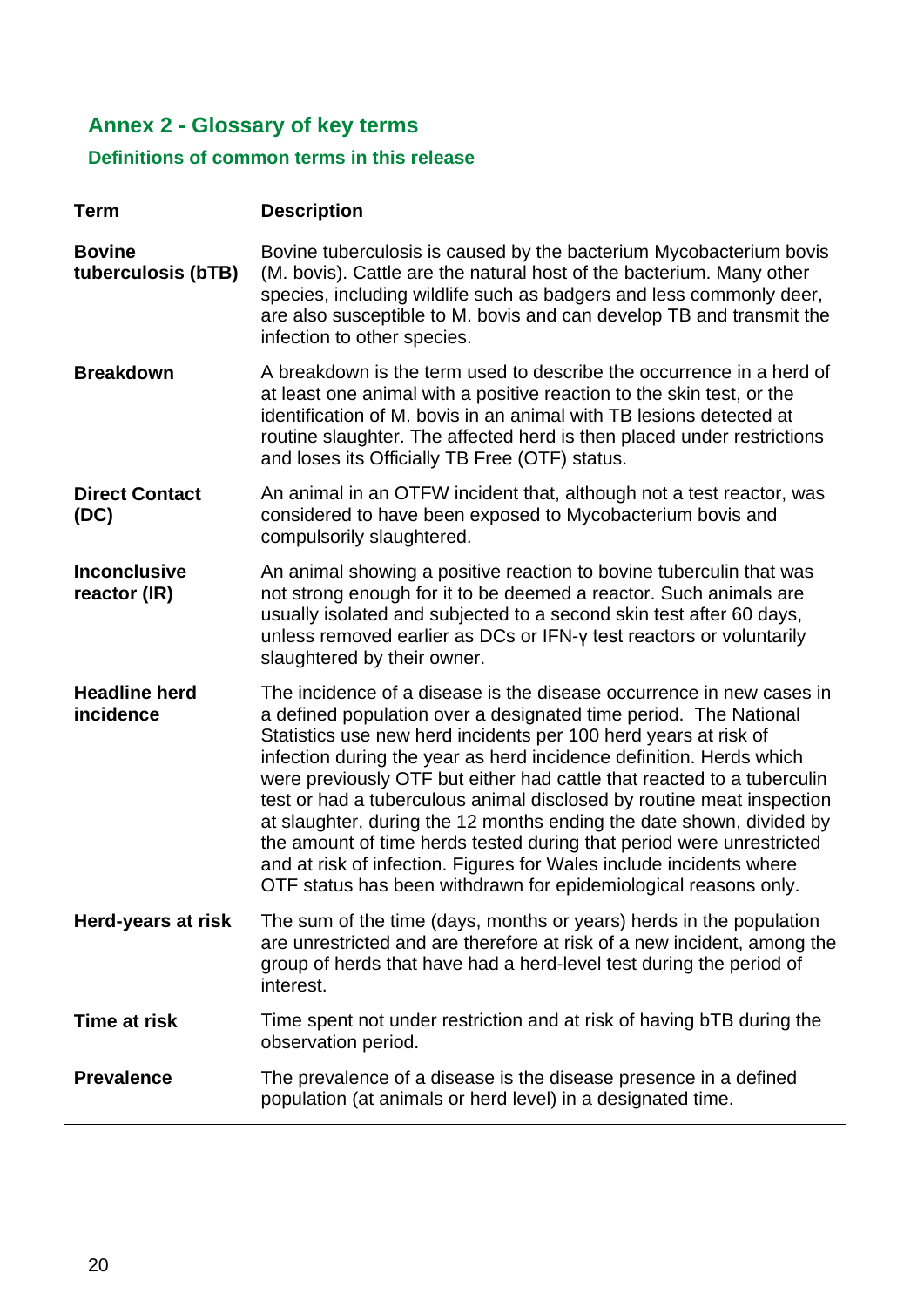## Annex 2 - Glossary of key terms

### Definitions of common terms in this release

| Term | Description |
|---|---|
| **Bovine tuberculosis (bTB)** | Bovine tuberculosis is caused by the bacterium Mycobacterium bovis (M. bovis). Cattle are the natural host of the bacterium. Many other species, including wildlife such as badgers and less commonly deer, are also susceptible to M. bovis and can develop TB and transmit the infection to other species. |
| **Breakdown** | A breakdown is the term used to describe the occurrence in a herd of at least one animal with a positive reaction to the skin test, or the identification of M. bovis in an animal with TB lesions detected at routine slaughter. The affected herd is then placed under restrictions and loses its Officially TB Free (OTF) status. |
| **Direct Contact (DC)** | An animal in an OTFW incident that, although not a test reactor, was considered to have been exposed to Mycobacterium bovis and compulsorily slaughtered. |
| **Inconclusive reactor (IR)** | An animal showing a positive reaction to bovine tuberculin that was not strong enough for it to be deemed a reactor. Such animals are usually isolated and subjected to a second skin test after 60 days, unless removed earlier as DCs or IFN-γ test reactors or voluntarily slaughtered by their owner. |
| **Headline herd incidence** | The incidence of a disease is the disease occurrence in new cases in a defined population over a designated time period. The National Statistics use new herd incidents per 100 herd years at risk of infection during the year as herd incidence definition. Herds which were previously OTF but either had cattle that reacted to a tuberculin test or had a tuberculous animal disclosed by routine meat inspection at slaughter, during the 12 months ending the date shown, divided by the amount of time herds tested during that period were unrestricted and at risk of infection. Figures for Wales include incidents where OTF status has been withdrawn for epidemiological reasons only. |
| **Herd-years at risk** | The sum of the time (days, months or years) herds in the population are unrestricted and are therefore at risk of a new incident, among the group of herds that have had a herd-level test during the period of interest. |
| **Time at risk** | Time spent not under restriction and at risk of having bTB during the observation period. |
| **Prevalence** | The prevalence of a disease is the disease presence in a defined population (at animals or herd level) in a designated time. |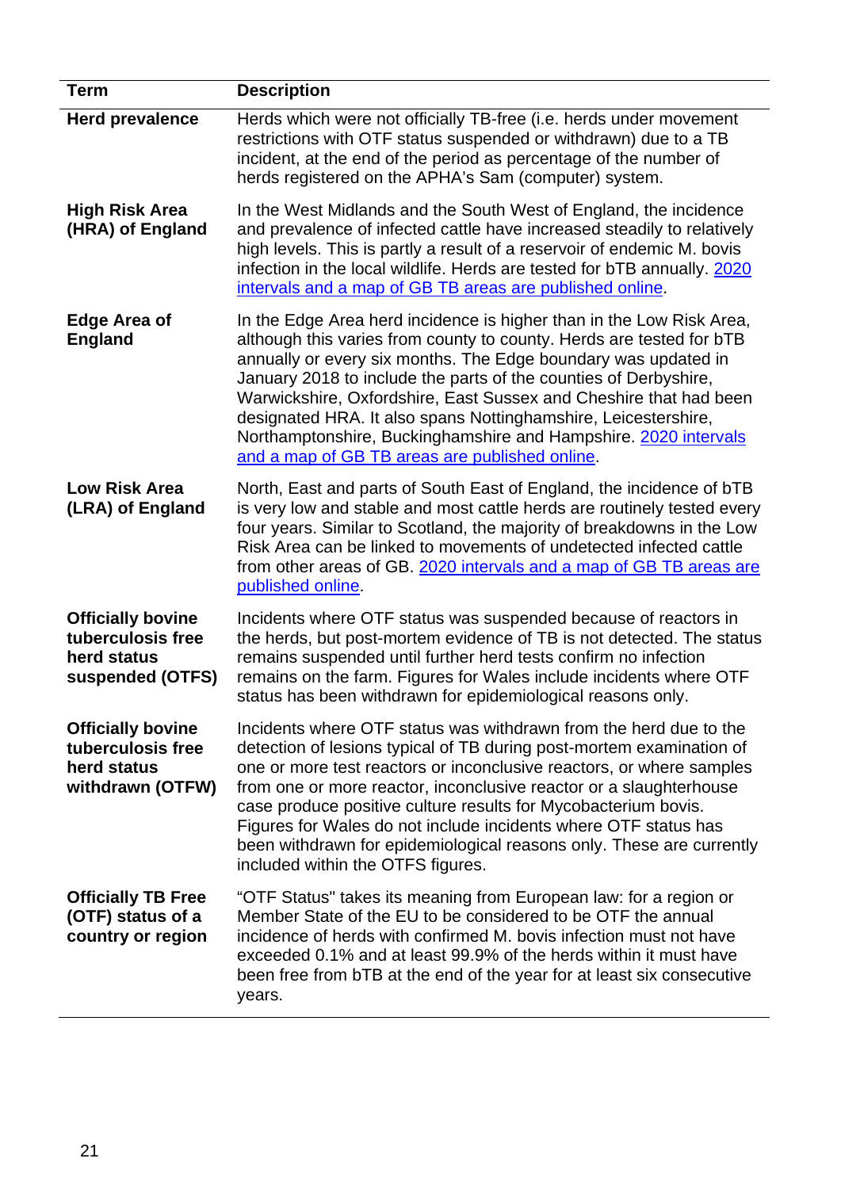| Term | Description |
|---|---|
| **Herd prevalence** | Herds which were not officially TB-free (i.e. herds under movement restrictions with OTF status suspended or withdrawn) due to a TB incident, at the end of the period as percentage of the number of herds registered on the APHA's Sam (computer) system. |
| **High Risk Area (HRA) of England** | In the West Midlands and the South West of England, the incidence and prevalence of infected cattle have increased steadily to relatively high levels. This is partly a result of a reservoir of endemic M. bovis infection in the local wildlife. Herds are tested for bTB annually. [2020 intervals and a map of GB TB areas are published online]. |
| **Edge Area of England** | In the Edge Area herd incidence is higher than in the Low Risk Area, although this varies from county to county. Herds are tested for bTB annually or every six months. The Edge boundary was updated in January 2018 to include the parts of the counties of Derbyshire, Warwickshire, Oxfordshire, East Sussex and Cheshire that had been designated HRA. It also spans Nottinghamshire, Leicestershire, Northamptonshire, Buckinghamshire and Hampshire. [2020 intervals and a map of GB TB areas are published online]. |
| **Low Risk Area (LRA) of England** | North, East and parts of South East of England, the incidence of bTB is very low and stable and most cattle herds are routinely tested every four years. Similar to Scotland, the majority of breakdowns in the Low Risk Area can be linked to movements of undetected infected cattle from other areas of GB. [2020 intervals and a map of GB TB areas are published online]. |
| **Officially bovine tuberculosis free herd status suspended (OTFS)** | Incidents where OTF status was suspended because of reactors in the herds, but post-mortem evidence of TB is not detected. The status remains suspended until further herd tests confirm no infection remains on the farm. Figures for Wales include incidents where OTF status has been withdrawn for epidemiological reasons only. |
| **Officially bovine tuberculosis free herd status withdrawn (OTFW)** | Incidents where OTF status was withdrawn from the herd due to the detection of lesions typical of TB during post-mortem examination of one or more test reactors or inconclusive reactors, or where samples from one or more reactor, inconclusive reactor or a slaughterhouse case produce positive culture results for Mycobacterium bovis. Figures for Wales do not include incidents where OTF status has been withdrawn for epidemiological reasons only. These are currently included within the OTFS figures. |
| **Officially TB Free (OTF) status of a country or region** | "OTF Status" takes its meaning from European law: for a region or Member State of the EU to be considered to be OTF the annual incidence of herds with confirmed M. bovis infection must not have exceeded 0.1% and at least 99.9% of the herds within it must have been free from bTB at the end of the year for at least six consecutive years. |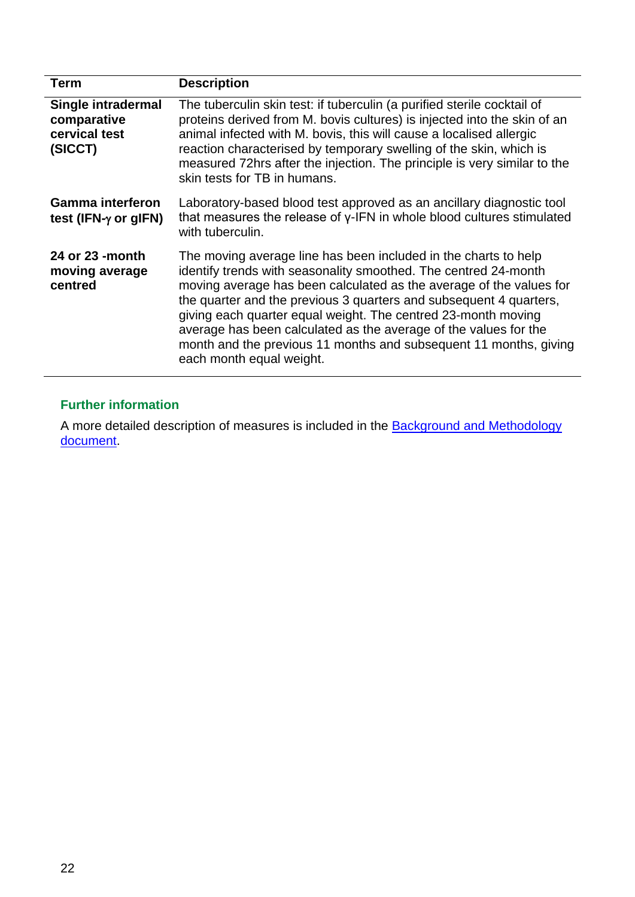| Term | Description |
| --- | --- |
| **Single intradermal comparative cervical test (SICCT)** | The tuberculin skin test: if tuberculin (a purified sterile cocktail of proteins derived from M. bovis cultures) is injected into the skin of an animal infected with M. bovis, this will cause a localised allergic reaction characterised by temporary swelling of the skin, which is measured 72hrs after the injection. The principle is very similar to the skin tests for TB in humans. |
| **Gamma interferon test (IFN-γ or gIFN)** | Laboratory-based blood test approved as an ancillary diagnostic tool that measures the release of γ-IFN in whole blood cultures stimulated with tuberculin. |
| **24 or 23 -month moving average centred** | The moving average line has been included in the charts to help identify trends with seasonality smoothed. The centred 24-month moving average has been calculated as the average of the values for the quarter and the previous 3 quarters and subsequent 4 quarters, giving each quarter equal weight. The centred 23-month moving average has been calculated as the average of the values for the month and the previous 11 months and subsequent 11 months, giving each month equal weight. |

### Further information

A more detailed description of measures is included in the [Background and Methodology document].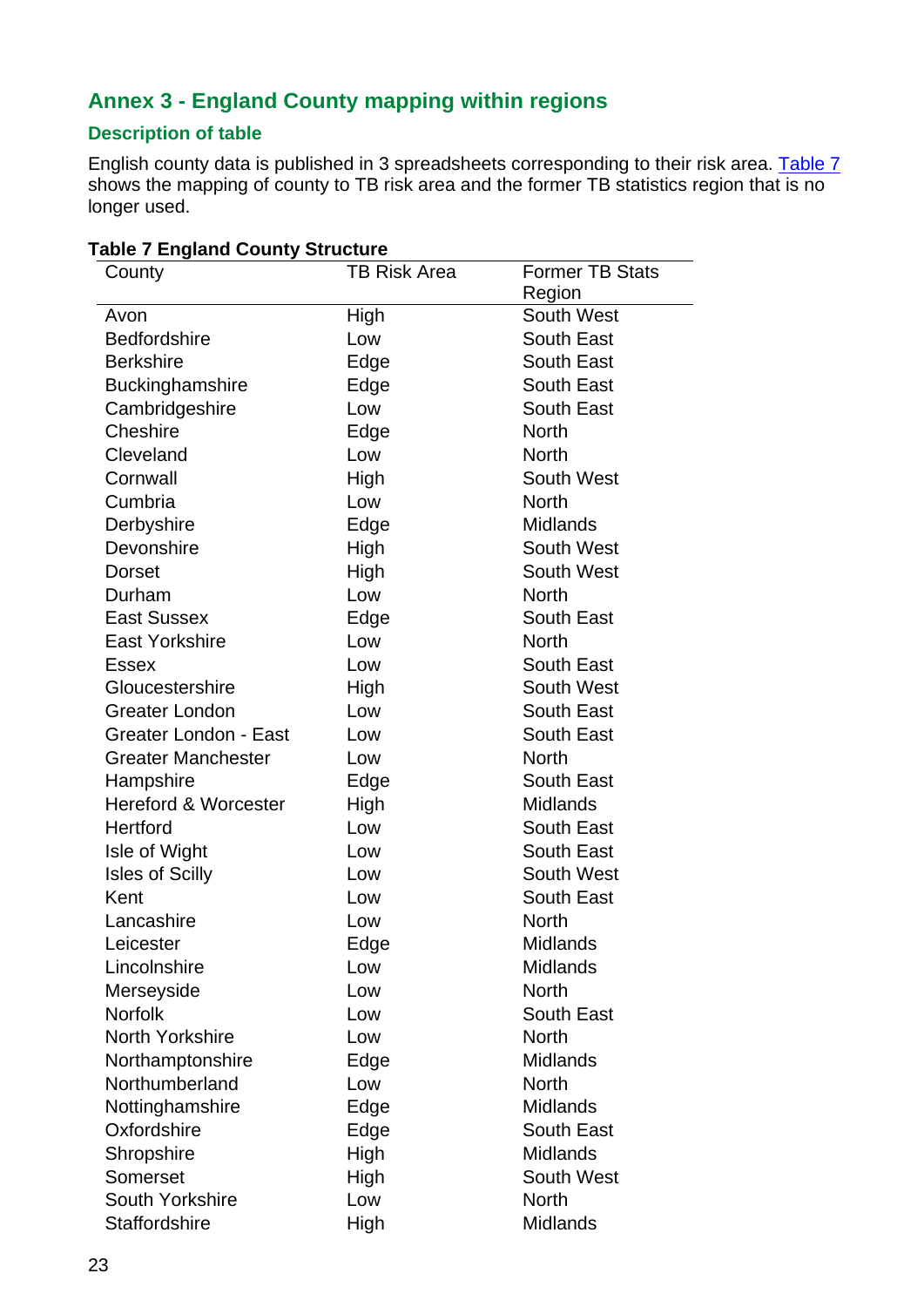## Annex 3 - England County mapping within regions

### Description of table

English county data is published in 3 spreadsheets corresponding to their risk area. Table 7 shows the mapping of county to TB risk area and the former TB statistics region that is no longer used.

**Table 7 England County Structure**

| County | TB Risk Area | Former TB Stats Region |
|---|---|---|
| Avon | High | South West |
| Bedfordshire | Low | South East |
| Berkshire | Edge | South East |
| Buckinghamshire | Edge | South East |
| Cambridgeshire | Low | South East |
| Cheshire | Edge | North |
| Cleveland | Low | North |
| Cornwall | High | South West |
| Cumbria | Low | North |
| Derbyshire | Edge | Midlands |
| Devonshire | High | South West |
| Dorset | High | South West |
| Durham | Low | North |
| East Sussex | Edge | South East |
| East Yorkshire | Low | North |
| Essex | Low | South East |
| Gloucestershire | High | South West |
| Greater London | Low | South East |
| Greater London - East | Low | South East |
| Greater Manchester | Low | North |
| Hampshire | Edge | South East |
| Hereford & Worcester | High | Midlands |
| Hertford | Low | South East |
| Isle of Wight | Low | South East |
| Isles of Scilly | Low | South West |
| Kent | Low | South East |
| Lancashire | Low | North |
| Leicester | Edge | Midlands |
| Lincolnshire | Low | Midlands |
| Merseyside | Low | North |
| Norfolk | Low | South East |
| North Yorkshire | Low | North |
| Northamptonshire | Edge | Midlands |
| Northumberland | Low | North |
| Nottinghamshire | Edge | Midlands |
| Oxfordshire | Edge | South East |
| Shropshire | High | Midlands |
| Somerset | High | South West |
| South Yorkshire | Low | North |
| Staffordshire | High | Midlands |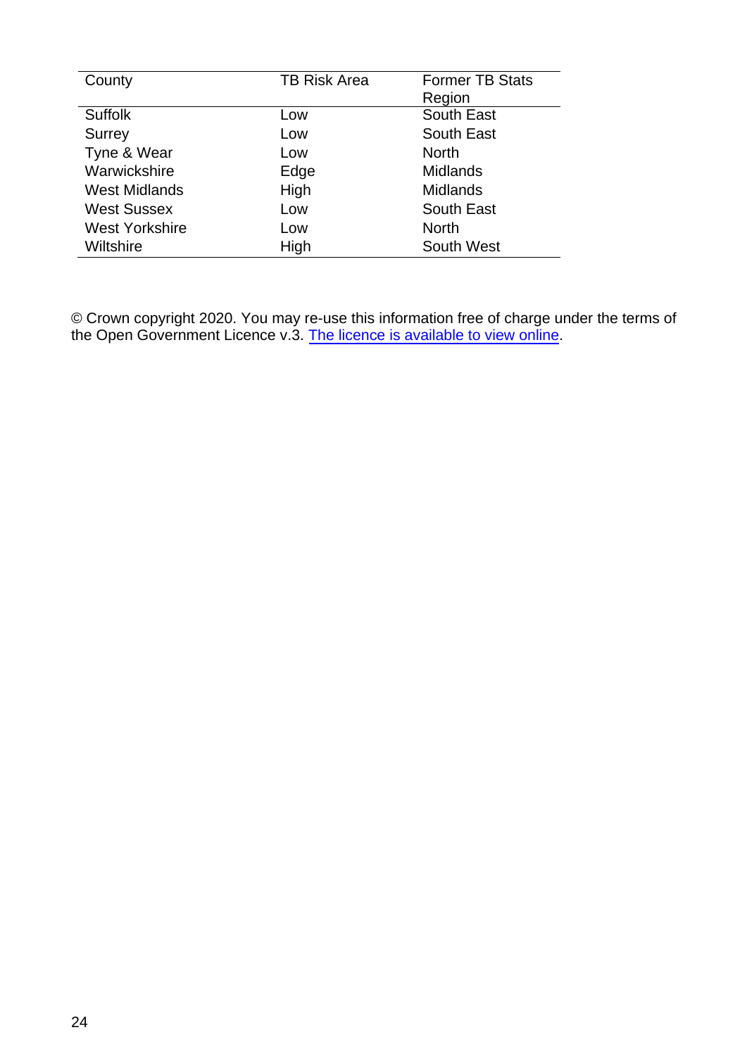| County | TB Risk Area | Former TB Stats Region |
|---|---|---|
| Suffolk | Low | South East |
| Surrey | Low | South East |
| Tyne & Wear | Low | North |
| Warwickshire | Edge | Midlands |
| West Midlands | High | Midlands |
| West Sussex | Low | South East |
| West Yorkshire | Low | North |
| Wiltshire | High | South West |

© Crown copyright 2020. You may re-use this information free of charge under the terms of the Open Government Licence v.3. The licence is available to view online.